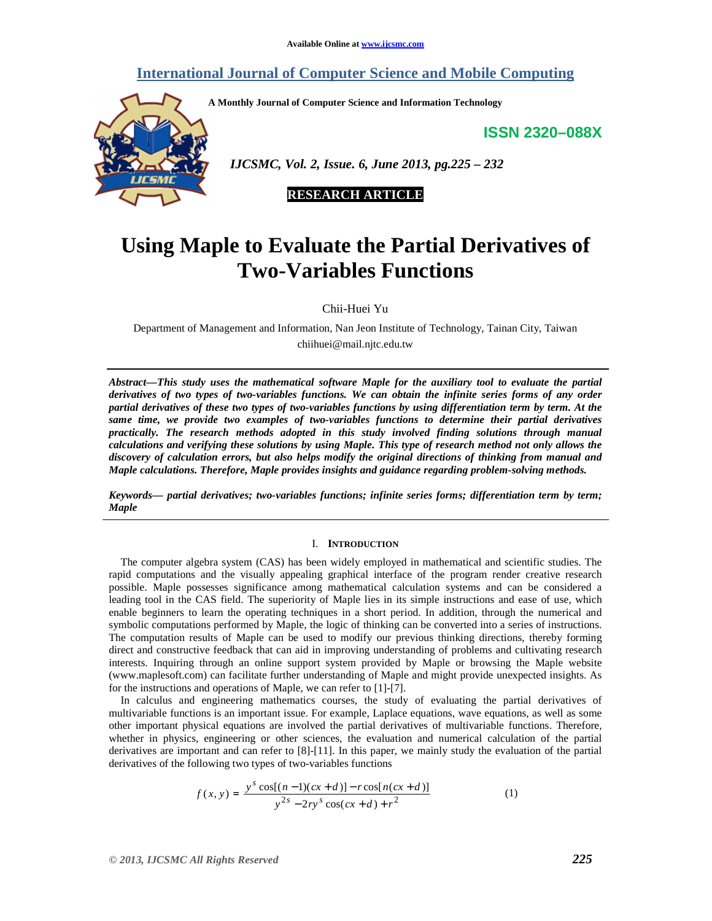Available Online at www.ijcsmc.com

# International Journal of Computer Science and Mobile Computing

A Monthly Journal of Computer Science and Information Technology

**ISSN 2320–088X**

*IJCSMC, Vol. 2, Issue. 6, June 2013, pg.225 – 232*

**RESEARCH ARTICLE**

# Using Maple to Evaluate the Partial Derivatives of Two-Variables Functions

Chii-Huei Yu

Department of Management and Information, Nan Jeon Institute of Technology, Tainan City, Taiwan

chiihuei@mail.njtc.edu.tw

***Abstract*—*This study uses the mathematical software Maple for the auxiliary tool to evaluate the partial derivatives of two types of two-variables functions. We can obtain the infinite series forms of any order partial derivatives of these two types of two-variables functions by using differentiation term by term. At the same time, we provide two examples of two-variables functions to determine their partial derivatives practically. The research methods adopted in this study involved finding solutions through manual calculations and verifying these solutions by using Maple. This type of research method not only allows the discovery of calculation errors, but also helps modify the original directions of thinking from manual and Maple calculations. Therefore, Maple provides insights and guidance regarding problem-solving methods.***

***Keywords*— *partial derivatives; two-variables functions; infinite series forms; differentiation term by term; Maple***

## I. Introduction

The computer algebra system (CAS) has been widely employed in mathematical and scientific studies. The rapid computations and the visually appealing graphical interface of the program render creative research possible. Maple possesses significance among mathematical calculation systems and can be considered a leading tool in the CAS field. The superiority of Maple lies in its simple instructions and ease of use, which enable beginners to learn the operating techniques in a short period. In addition, through the numerical and symbolic computations performed by Maple, the logic of thinking can be converted into a series of instructions. The computation results of Maple can be used to modify our previous thinking directions, thereby forming direct and constructive feedback that can aid in improving understanding of problems and cultivating research interests. Inquiring through an online support system provided by Maple or browsing the Maple website (www.maplesoft.com) can facilitate further understanding of Maple and might provide unexpected insights. As for the instructions and operations of Maple, we can refer to [1]-[7].

In calculus and engineering mathematics courses, the study of evaluating the partial derivatives of multivariable functions is an important issue. For example, Laplace equations, wave equations, as well as some other important physical equations are involved the partial derivatives of multivariable functions. Therefore, whether in physics, engineering or other sciences, the evaluation and numerical calculation of the partial derivatives are important and can refer to [8]-[11]. In this paper, we mainly study the evaluation of the partial derivatives of the following two types of two-variables functions

$$f(x,y) = \frac{y^s \cos[(n-1)(cx+d)] - r\cos[n(cx+d)]}{y^{2s} - 2ry^s \cos(cx+d) + r^2} \tag{1}$$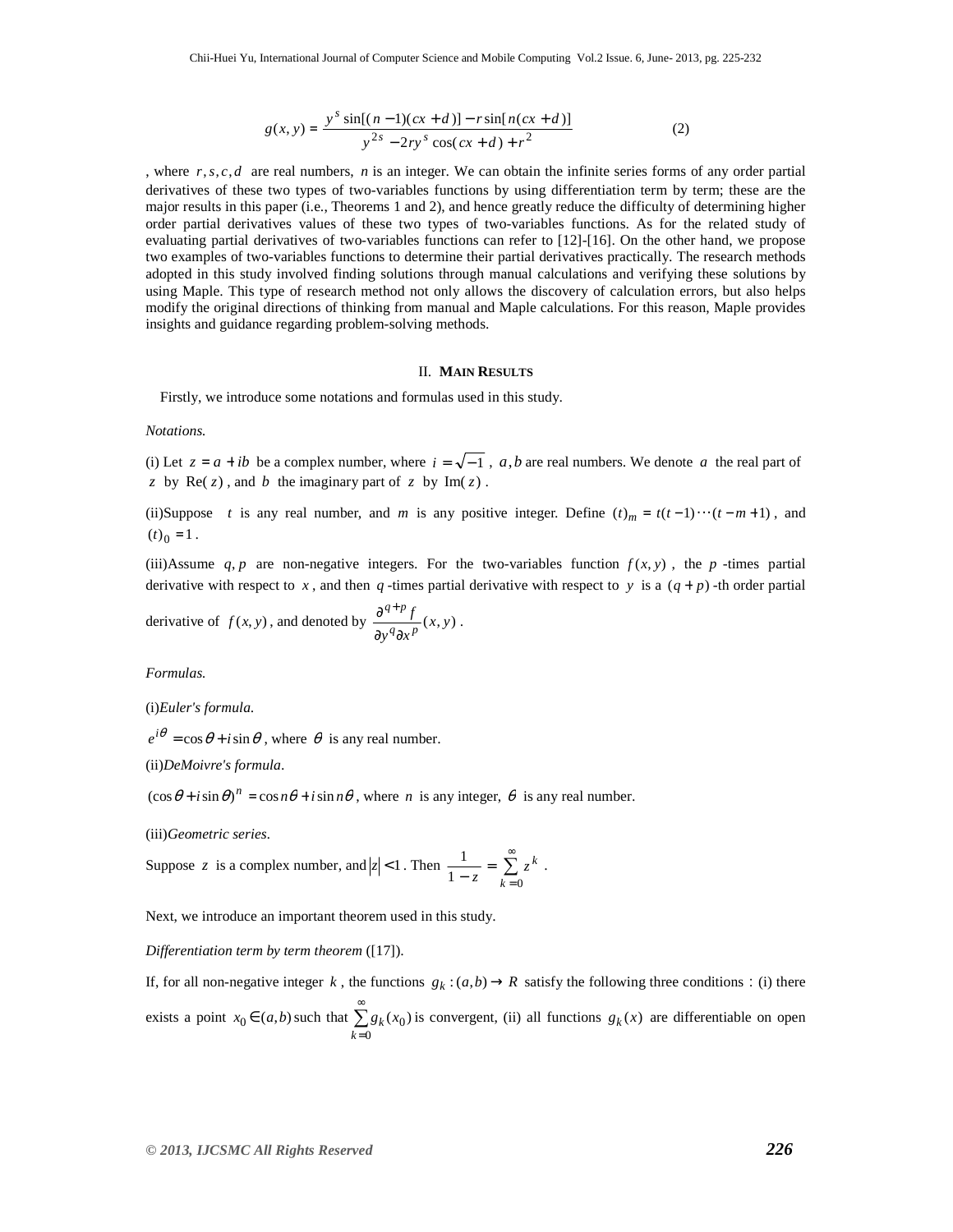$$g(x,y)=\frac{y^s \sin[(n-1)(cx+d)]-r\sin[n(cx+d)]}{y^{2s}-2ry^s\cos(cx+d)+r^2} \tag{2}$$

, where $r,s,c,d$ are real numbers, $n$ is an integer. We can obtain the infinite series forms of any order partial derivatives of these two types of two-variables functions by using differentiation term by term; these are the major results in this paper (i.e., Theorems 1 and 2), and hence greatly reduce the difficulty of determining higher order partial derivatives values of these two types of two-variables functions. As for the related study of evaluating partial derivatives of two-variables functions can refer to [12]-[16]. On the other hand, we propose two examples of two-variables functions to determine their partial derivatives practically. The research methods adopted in this study involved finding solutions through manual calculations and verifying these solutions by using Maple. This type of research method not only allows the discovery of calculation errors, but also helps modify the original directions of thinking from manual and Maple calculations. For this reason, Maple provides insights and guidance regarding problem-solving methods.

## II. MAIN RESULTS

Firstly, we introduce some notations and formulas used in this study.

*Notations.*

(i) Let $z=a+ib$ be a complex number, where $i=\sqrt{-1}$, $a,b$ are real numbers. We denote $a$ the real part of $z$ by $\operatorname{Re}(z)$, and $b$ the imaginary part of $z$ by $\operatorname{Im}(z)$.

(ii)Suppose $t$ is any real number, and $m$ is any positive integer. Define $(t)_m=t(t-1)\cdots(t-m+1)$, and $(t)_0=1$.

(iii)Assume $q,p$ are non-negative integers. For the two-variables function $f(x,y)$, the $p$-times partial derivative with respect to $x$, and then $q$-times partial derivative with respect to $y$ is a $(q+p)$-th order partial derivative of $f(x,y)$, and denoted by $\dfrac{\partial^{q+p} f}{\partial y^q \partial x^p}(x,y)$.

*Formulas.*

(i)*Euler's formula.*

$e^{i\theta}=\cos\theta+i\sin\theta$, where $\theta$ is any real number.

(ii)*DeMoivre's formula*.

$(\cos\theta+i\sin\theta)^n=\cos n\theta+i\sin n\theta$, where $n$ is any integer, $\theta$ is any real number.

(iii)*Geometric series*.

Suppose $z$ is a complex number, and $|z|<1$. Then $\dfrac{1}{1-z}=\sum_{k=0}^{\infty} z^k$.

Next, we introduce an important theorem used in this study.

*Differentiation term by term theorem* ([17]).

If, for all non-negative integer $k$, the functions $g_k:(a,b)\to R$ satisfy the following three conditions : (i) there exists a point $x_0\in(a,b)$ such that $\sum_{k=0}^{\infty} g_k(x_0)$ is convergent, (ii) all functions $g_k(x)$ are differentiable on open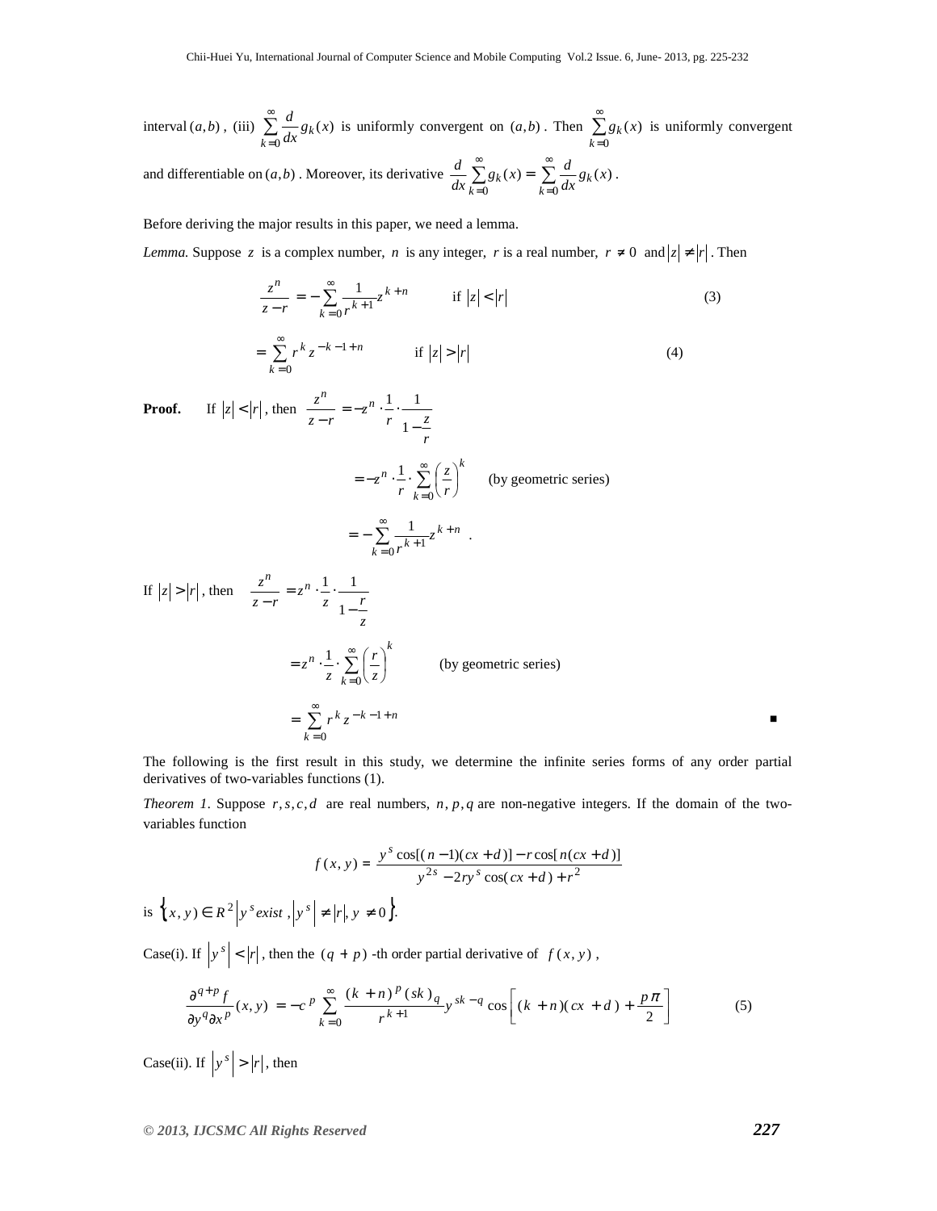interval $(a,b)$, (iii) $\sum_{k=0}^{\infty} \frac{d}{dx} g_k(x)$ is uniformly convergent on $(a,b)$. Then $\sum_{k=0}^{\infty} g_k(x)$ is uniformly convergent and differentiable on $(a,b)$. Moreover, its derivative $\frac{d}{dx} \sum_{k=0}^{\infty} g_k(x) = \sum_{k=0}^{\infty} \frac{d}{dx} g_k(x)$.

Before deriving the major results in this paper, we need a lemma.

*Lemma.* Suppose $z$ is a complex number, $n$ is any integer, $r$ is a real number, $r \neq 0$ and $|z| \neq |r|$. Then

$$\frac{z^n}{z-r} = -\sum_{k=0}^{\infty} \frac{1}{r^{k+1}} z^{k+n} \qquad \text{if } |z| < |r| \tag{3}$$

$$= \sum_{k=0}^{\infty} r^k z^{-k-1+n} \qquad \text{if } |z| > |r| \tag{4}$$

**Proof.** If $|z| < |r|$, then $\frac{z^n}{z-r} = -z^n \cdot \frac{1}{r} \cdot \frac{1}{1-\frac{z}{r}}$

$$= -z^n \cdot \frac{1}{r} \cdot \sum_{k=0}^{\infty} \left(\frac{z}{r}\right)^k \qquad \text{(by geometric series)}$$

$$= -\sum_{k=0}^{\infty} \frac{1}{r^{k+1}} z^{k+n} \ .$$

If $|z| > |r|$, then $\frac{z^n}{z-r} = z^n \cdot \frac{1}{z} \cdot \frac{1}{1-\frac{r}{z}}$

$$= z^n \cdot \frac{1}{z} \cdot \sum_{k=0}^{\infty} \left(\frac{r}{z}\right)^k \qquad \text{(by geometric series)}$$

$$= \sum_{k=0}^{\infty} r^k z^{-k-1+n}$$

∎

The following is the first result in this study, we determine the infinite series forms of any order partial derivatives of two-variables functions (1).

*Theorem 1.* Suppose $r, s, c, d$ are real numbers, $n, p, q$ are non-negative integers. If the domain of the two-variables function

$$f(x,y) = \frac{y^s \cos[(n-1)(cx+d)] - r\cos[n(cx+d)]}{y^{2s} - 2ry^s \cos(cx+d) + r^2}$$

is $\left\{(x,y) \in R^2 \,\middle|\, y^s \, exist, \left|y^s\right| \neq |r|, y \neq 0\right\}$.

Case(i). If $\left|y^s\right| < |r|$, then the $(q+p)$-th order partial derivative of $f(x,y)$,

$$\frac{\partial^{q+p} f}{\partial y^q \partial x^p}(x,y) = -c^p \sum_{k=0}^{\infty} \frac{(k+n)^p (sk)_q}{r^{k+1}} y^{sk-q} \cos\left[(k+n)(cx+d) + \frac{p\pi}{2}\right] \tag{5}$$

Case(ii). If $\left|y^s\right| > |r|$, then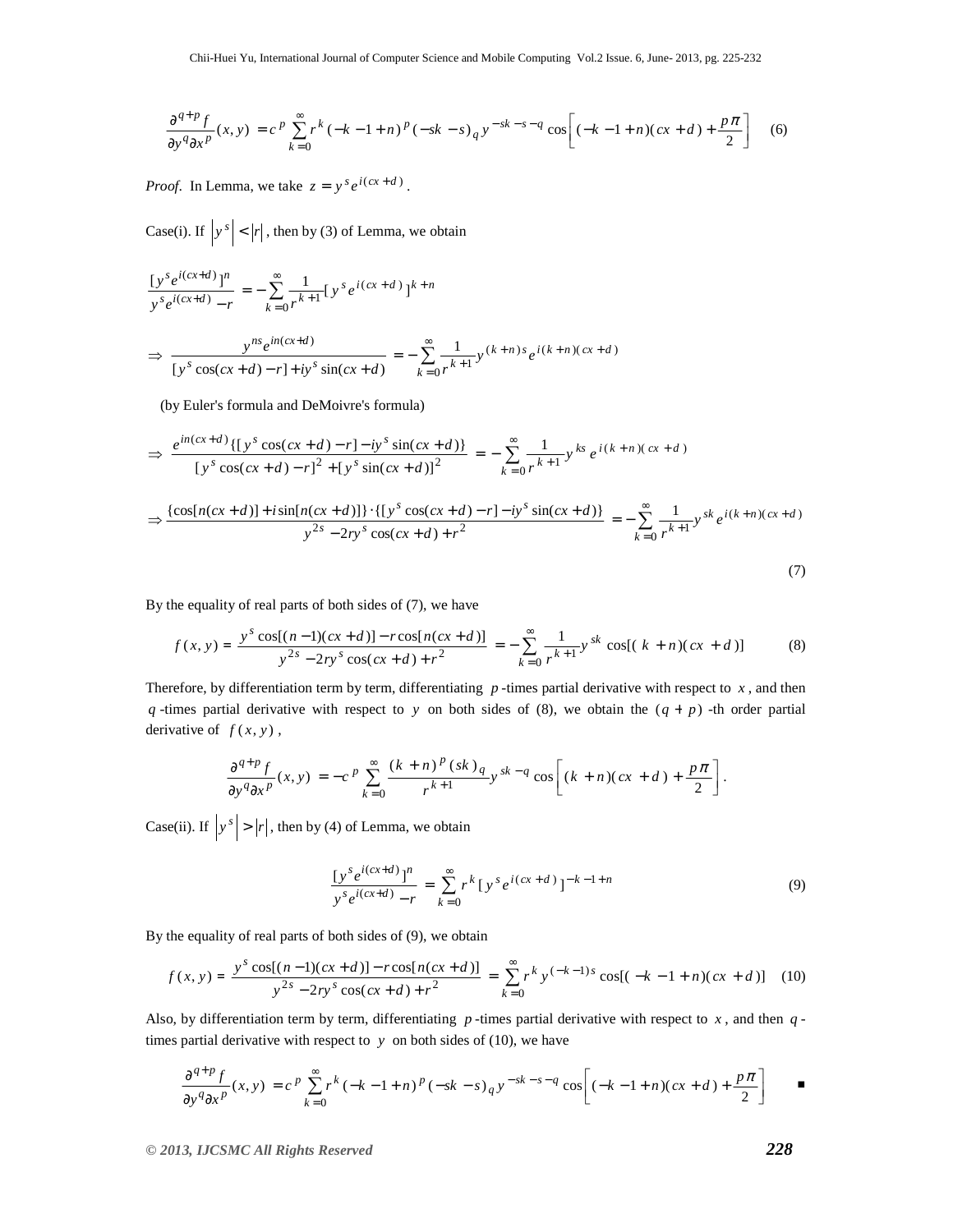$$\frac{\partial^{q+p} f}{\partial y^q \partial x^p}(x,y) = c^p \sum_{k=0}^{\infty} r^k (-k-1+n)^p (-sk-s)_q y^{-sk-s-q} \cos\left[(-k-1+n)(cx+d) + \frac{p\pi}{2}\right] \quad (6)$$

*Proof.* In Lemma, we take $z = y^s e^{i(cx+d)}$.

Case(i). If $\left|y^s\right| < |r|$, then by (3) of Lemma, we obtain

$$\frac{[y^s e^{i(cx+d)}]^n}{y^s e^{i(cx+d)} - r} = -\sum_{k=0}^{\infty} \frac{1}{r^{k+1}} [y^s e^{i(cx+d)}]^{k+n}$$

$$\Rightarrow \frac{y^{ns} e^{in(cx+d)}}{[y^s \cos(cx+d) - r] + iy^s \sin(cx+d)} = -\sum_{k=0}^{\infty} \frac{1}{r^{k+1}} y^{(k+n)s} e^{i(k+n)(cx+d)}$$

(by Euler's formula and DeMoivre's formula)

$$\Rightarrow \frac{e^{in(cx+d)}\{[y^s \cos(cx+d) - r] - iy^s \sin(cx+d)\}}{[y^s \cos(cx+d) - r]^2 + [y^s \sin(cx+d)]^2} = -\sum_{k=0}^{\infty} \frac{1}{r^{k+1}} y^{ks} e^{i(k+n)(cx+d)}$$

$$\Rightarrow \frac{\{\cos[n(cx+d)] + i\sin[n(cx+d)]\} \cdot \{[y^s \cos(cx+d) - r] - iy^s \sin(cx+d)\}}{y^{2s} - 2ry^s \cos(cx+d) + r^2} = -\sum_{k=0}^{\infty} \frac{1}{r^{k+1}} y^{sk} e^{i(k+n)(cx+d)}$$

$$(7)$$

By the equality of real parts of both sides of (7), we have

$$f(x,y) = \frac{y^s \cos[(n-1)(cx+d)] - r\cos[n(cx+d)]}{y^{2s} - 2ry^s \cos(cx+d) + r^2} = -\sum_{k=0}^{\infty} \frac{1}{r^{k+1}} y^{sk} \cos[(k+n)(cx+d)] \quad (8)$$

Therefore, by differentiation term by term, differentiating $p$-times partial derivative with respect to $x$, and then $q$-times partial derivative with respect to $y$ on both sides of (8), we obtain the $(q+p)$-th order partial derivative of $f(x,y)$,

$$\frac{\partial^{q+p} f}{\partial y^q \partial x^p}(x,y) = -c^p \sum_{k=0}^{\infty} \frac{(k+n)^p (sk)_q}{r^{k+1}} y^{sk-q} \cos\left[(k+n)(cx+d) + \frac{p\pi}{2}\right].$$

Case(ii). If $\left|y^s\right| > |r|$, then by (4) of Lemma, we obtain

$$\frac{[y^s e^{i(cx+d)}]^n}{y^s e^{i(cx+d)} - r} = \sum_{k=0}^{\infty} r^k [y^s e^{i(cx+d)}]^{-k-1+n} \quad (9)$$

By the equality of real parts of both sides of (9), we obtain

$$f(x,y) = \frac{y^s \cos[(n-1)(cx+d)] - r\cos[n(cx+d)]}{y^{2s} - 2ry^s \cos(cx+d) + r^2} = \sum_{k=0}^{\infty} r^k y^{(-k-1)s} \cos[(-k-1+n)(cx+d)] \quad (10)$$

Also, by differentiation term by term, differentiating $p$-times partial derivative with respect to $x$, and then $q$-times partial derivative with respect to $y$ on both sides of (10), we have

$$\frac{\partial^{q+p} f}{\partial y^q \partial x^p}(x,y) = c^p \sum_{k=0}^{\infty} r^k (-k-1+n)^p (-sk-s)_q y^{-sk-s-q} \cos\left[(-k-1+n)(cx+d) + \frac{p\pi}{2}\right] \quad \blacksquare$$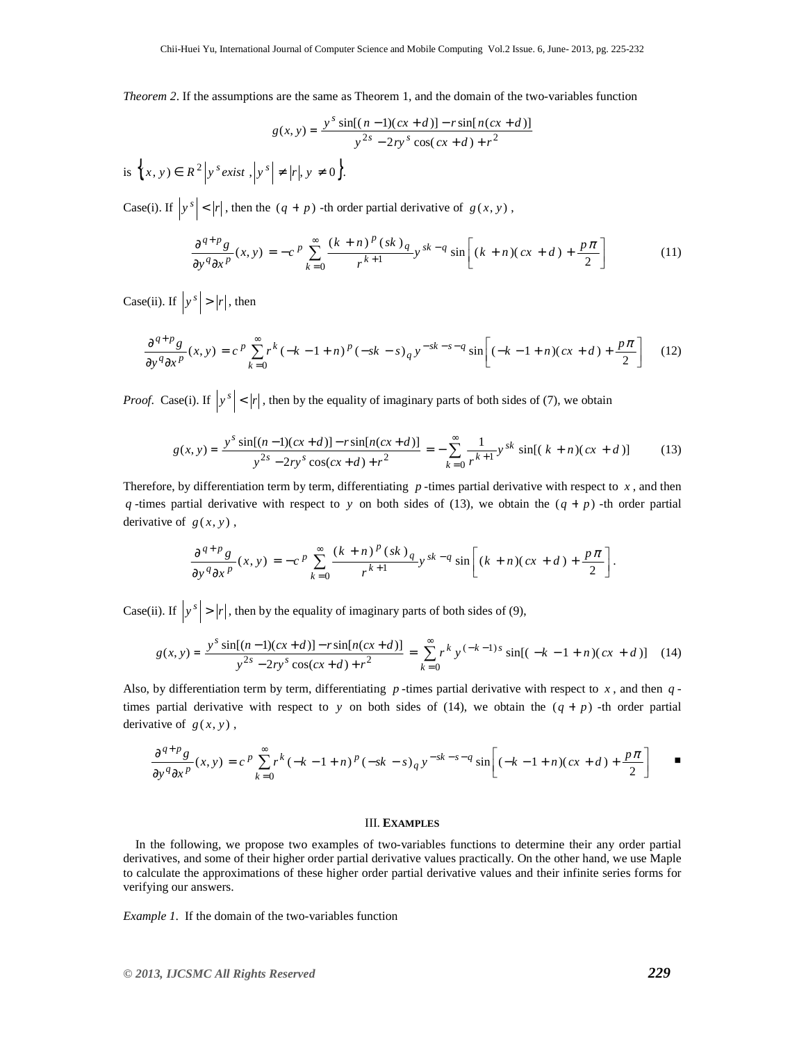*Theorem 2*. If the assumptions are the same as Theorem 1, and the domain of the two-variables function

$$g(x,y)=\frac{y^s\sin[(n-1)(cx+d)]-r\sin[n(cx+d)]}{y^{2s}-2ry^s\cos(cx+d)+r^2}$$

is $\left\{(x,y)\in R^2 \,\middle|\, y^s \text{ exist }, \left|y^s\right|\neq|r|, y\neq 0\right\}$.

Case(i). If $\left|y^s\right|<|r|$, then the $(q+p)$-th order partial derivative of $g(x,y)$,

$$\frac{\partial^{q+p}g}{\partial y^q\partial x^p}(x,y)=-c^p\sum_{k=0}^{\infty}\frac{(k+n)^p(sk)_q}{r^{k+1}}y^{sk-q}\sin\left[(k+n)(cx+d)+\frac{p\pi}{2}\right] \tag{11}$$

Case(ii). If $\left|y^s\right|>|r|$, then

$$\frac{\partial^{q+p}g}{\partial y^q\partial x^p}(x,y)=c^p\sum_{k=0}^{\infty}r^k(-k-1+n)^p(-sk-s)_q\,y^{-sk-s-q}\sin\left[(-k-1+n)(cx+d)+\frac{p\pi}{2}\right] \tag{12}$$

*Proof.* Case(i). If $\left|y^s\right|<|r|$, then by the equality of imaginary parts of both sides of (7), we obtain

$$g(x,y)=\frac{y^s\sin[(n-1)(cx+d)]-r\sin[n(cx+d)]}{y^{2s}-2ry^s\cos(cx+d)+r^2}=-\sum_{k=0}^{\infty}\frac{1}{r^{k+1}}y^{sk}\sin[(k+n)(cx+d)] \tag{13}$$

Therefore, by differentiation term by term, differentiating $p$-times partial derivative with respect to $x$, and then $q$-times partial derivative with respect to $y$ on both sides of (13), we obtain the $(q+p)$-th order partial derivative of $g(x,y)$,

$$\frac{\partial^{q+p}g}{\partial y^q\partial x^p}(x,y)=-c^p\sum_{k=0}^{\infty}\frac{(k+n)^p(sk)_q}{r^{k+1}}y^{sk-q}\sin\left[(k+n)(cx+d)+\frac{p\pi}{2}\right].$$

Case(ii). If $\left|y^s\right|>|r|$, then by the equality of imaginary parts of both sides of (9),

$$g(x,y)=\frac{y^s\sin[(n-1)(cx+d)]-r\sin[n(cx+d)]}{y^{2s}-2ry^s\cos(cx+d)+r^2}=\sum_{k=0}^{\infty}r^k y^{(-k-1)s}\sin[(-k-1+n)(cx+d)] \tag{14}$$

Also, by differentiation term by term, differentiating $p$-times partial derivative with respect to $x$, and then $q$-times partial derivative with respect to $y$ on both sides of (14), we obtain the $(q+p)$-th order partial derivative of $g(x,y)$,

$$\frac{\partial^{q+p}g}{\partial y^q\partial x^p}(x,y)=c^p\sum_{k=0}^{\infty}r^k(-k-1+n)^p(-sk-s)_q\,y^{-sk-s-q}\sin\left[(-k-1+n)(cx+d)+\frac{p\pi}{2}\right] \qquad \blacksquare$$

## III. EXAMPLES

In the following, we propose two examples of two-variables functions to determine their any order partial derivatives, and some of their higher order partial derivative values practically. On the other hand, we use Maple to calculate the approximations of these higher order partial derivative values and their infinite series forms for verifying our answers.

*Example 1*. If the domain of the two-variables function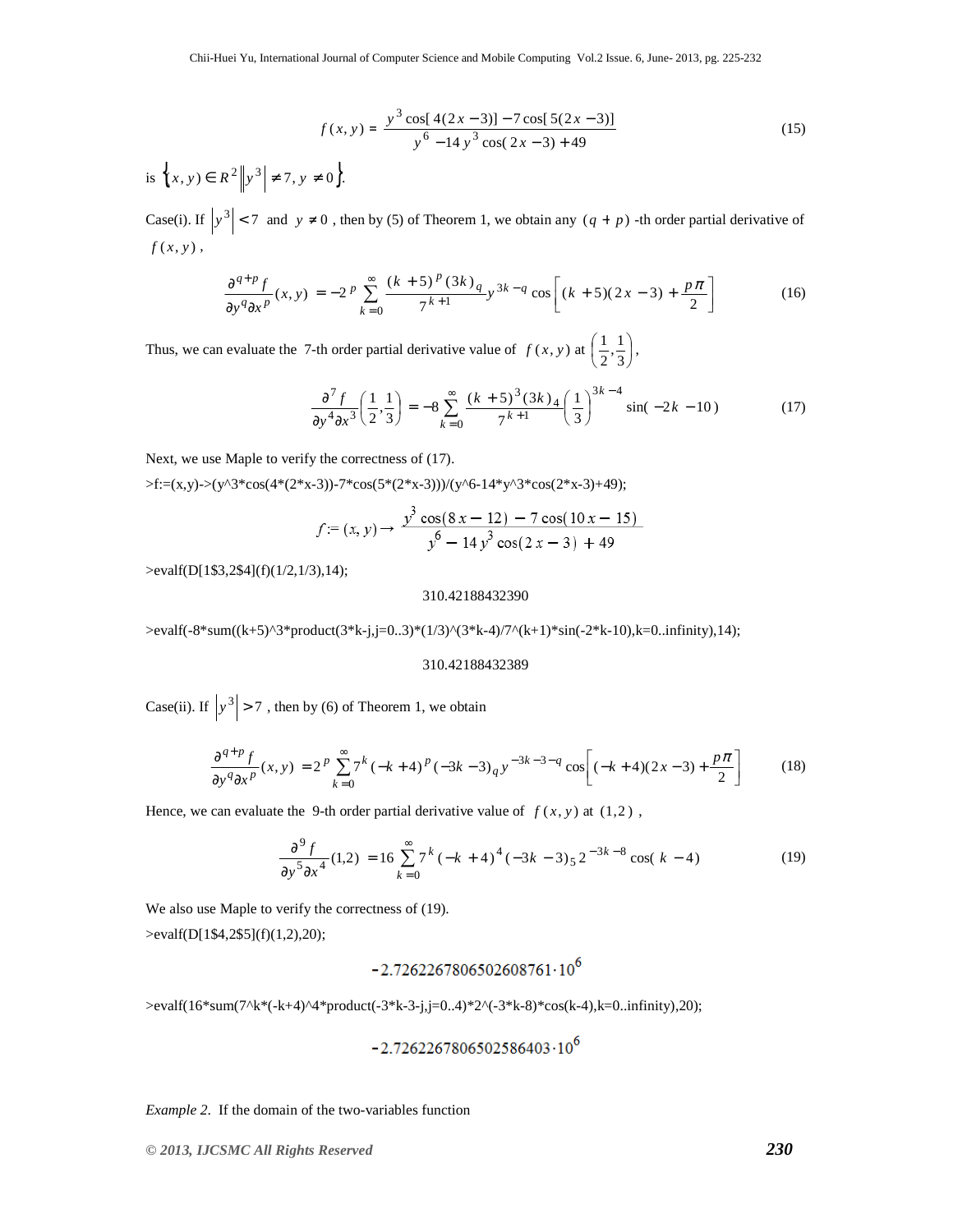$$f(x,y)=\frac{y^3\cos[4(2x-3)]-7\cos[5(2x-3)]}{y^6-14y^3\cos(2x-3)+49} \tag{15}$$

is $\left\{(x,y)\in R^2 \middle\| y^3\right| \neq 7,\ y\neq 0\}$.

Case(i). If $\left|y^3\right|<7$ and $y\neq 0$, then by (5) of Theorem 1, we obtain any $(q+p)$ -th order partial derivative of $f(x,y)$,

$$\frac{\partial^{q+p} f}{\partial y^q \partial x^p}(x,y) = -2^p \sum_{k=0}^{\infty} \frac{(k+5)^p (3k)_q}{7^{k+1}} y^{3k-q} \cos\left[(k+5)(2x-3)+\frac{p\pi}{2}\right] \tag{16}$$

Thus, we can evaluate the 7-th order partial derivative value of $f(x,y)$ at $\left(\frac{1}{2},\frac{1}{3}\right)$,

$$\frac{\partial^7 f}{\partial y^4 \partial x^3}\left(\frac{1}{2},\frac{1}{3}\right) = -8\sum_{k=0}^{\infty} \frac{(k+5)^3 (3k)_4}{7^{k+1}} \left(\frac{1}{3}\right)^{3k-4} \sin(-2k-10) \tag{17}$$

Next, we use Maple to verify the correctness of (17).

```
>f:=(x,y)->(y^3*cos(4*(2*x-3))-7*cos(5*(2*x-3)))/(y^6-14*y^3*cos(2*x-3)+49);
```

$$f := (x,y) \rightarrow \frac{y^3\cos(8x-12)-7\cos(10x-15)}{y^6-14y^3\cos(2x-3)+49}$$

```
>evalf(D[1$3,2$4](f)(1/2,1/3),14);
```

310.42188432390

```
>evalf(-8*sum((k+5)^3*product(3*k-j,j=0..3)*(1/3)^(3*k-4)/7^(k+1)*sin(-2*k-10),k=0..infinity),14);
```

310.42188432389

Case(ii). If $\left|y^3\right|>7$, then by (6) of Theorem 1, we obtain

$$\frac{\partial^{q+p} f}{\partial y^q \partial x^p}(x,y) = 2^p \sum_{k=0}^{\infty} 7^k (-k+4)^p (-3k-3)_q y^{-3k-3-q} \cos\left[(-k+4)(2x-3)+\frac{p\pi}{2}\right] \tag{18}$$

Hence, we can evaluate the 9-th order partial derivative value of $f(x,y)$ at $(1,2)$,

$$\frac{\partial^9 f}{\partial y^5 \partial x^4}(1,2) = 16\sum_{k=0}^{\infty} 7^k (-k+4)^4 (-3k-3)_5 2^{-3k-8} \cos(k-4) \tag{19}$$

We also use Maple to verify the correctness of (19).

```
>evalf(D[1$4,2$5](f)(1,2),20);
```

$-2.7262267806502608761 \cdot 10^6$

```
>evalf(16*sum(7^k*(-k+4)^4*product(-3*k-3-j,j=0..4)*2^(-3*k-8)*cos(k-4),k=0..infinity),20);
```

$-2.7262267806502586403 \cdot 10^6$

*Example 2*. If the domain of the two-variables function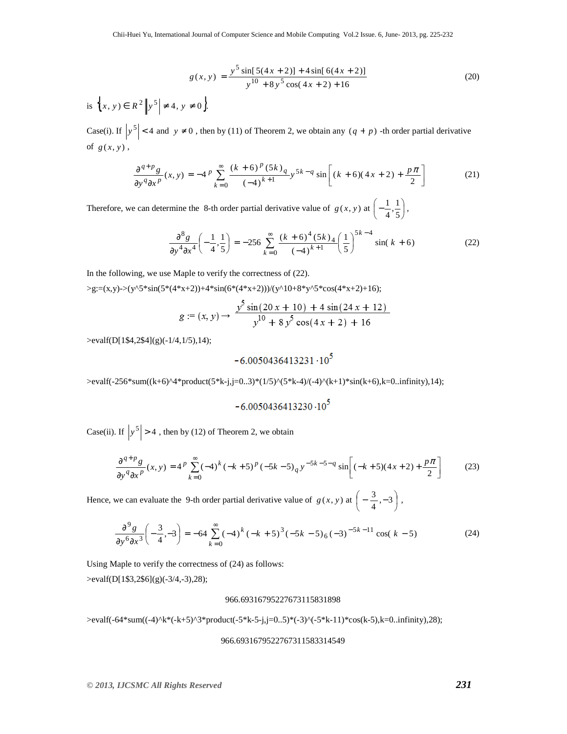$$g(x,y) = \frac{y^5 \sin[5(4x+2)] + 4\sin[6(4x+2)]}{y^{10} + 8y^5 \cos(4x+2) + 16} \tag{20}$$

is $\left\{(x,y) \in R^2 \,\middle|\, \left|y^5\right| \neq 4,\ y \neq 0\right\}$.

Case(i). If $\left|y^5\right| < 4$ and $y \neq 0$, then by (11) of Theorem 2, we obtain any $(q+p)$-th order partial derivative of $g(x,y)$,

$$\frac{\partial^{q+p} g}{\partial y^q \partial x^p}(x,y) = -4^p \sum_{k=0}^{\infty} \frac{(k+6)^p (5k)_q}{(-4)^{k+1}} y^{5k-q} \sin\left[(k+6)(4x+2) + \frac{p\pi}{2}\right] \tag{21}$$

Therefore, we can determine the 8-th order partial derivative value of $g(x,y)$ at $\left(-\frac{1}{4}, \frac{1}{5}\right)$,

$$\frac{\partial^8 g}{\partial y^4 \partial x^4}\left(-\frac{1}{4}, \frac{1}{5}\right) = -256 \sum_{k=0}^{\infty} \frac{(k+6)^4 (5k)_4}{(-4)^{k+1}} \left(\frac{1}{5}\right)^{5k-4} \sin(k+6) \tag{22}$$

In the following, we use Maple to verify the correctness of (22).

```
>g:=(x,y)->(y^5*sin(5*(4*x+2))+4*sin(6*(4*x+2)))/(y^10+8*y^5*cos(4*x+2)+16);
```

$$g := (x,y) \to \frac{y^5 \sin(20x+10) + 4\sin(24x+12)}{y^{10} + 8y^5\cos(4x+2) + 16}$$

```
>evalf(D[1$4,2$4](g)(-1/4,1/5),14);
```

$$-6.0050436413231 \cdot 10^5$$

```
>evalf(-256*sum((k+6)^4*product(5*k-j,j=0..3)*(1/5)^(5*k-4)/(-4)^(k+1)*sin(k+6),k=0..infinity),14);
```

$$-6.0050436413230 \cdot 10^5$$

Case(ii). If $\left|y^5\right| > 4$, then by (12) of Theorem 2, we obtain

$$\frac{\partial^{q+p} g}{\partial y^q \partial x^p}(x,y) = 4^p \sum_{k=0}^{\infty} (-4)^k (-k+5)^p (-5k-5)_q\, y^{-5k-5-q} \sin\left[(-k+5)(4x+2) + \frac{p\pi}{2}\right] \tag{23}$$

Hence, we can evaluate the 9-th order partial derivative value of $g(x,y)$ at $\left(-\frac{3}{4}, -3\right)$,

$$\frac{\partial^9 g}{\partial y^6 \partial x^3}\left(-\frac{3}{4}, -3\right) = -64 \sum_{k=0}^{\infty} (-4)^k (-k+5)^3 (-5k-5)_6 (-3)^{-5k-11} \cos(k-5) \tag{24}$$

Using Maple to verify the correctness of (24) as follows:

```
>evalf(D[1$3,2$6](g)(-3/4,-3),28);
```

966.6931679522767311583189​8

```
>evalf(-64*sum((-4)^k*(-k+5)^3*product(-5*k-5-j,j=0..5)*(-3)^(-5*k-11)*cos(k-5),k=0..infinity),28);
```

966.6931679522767311583314549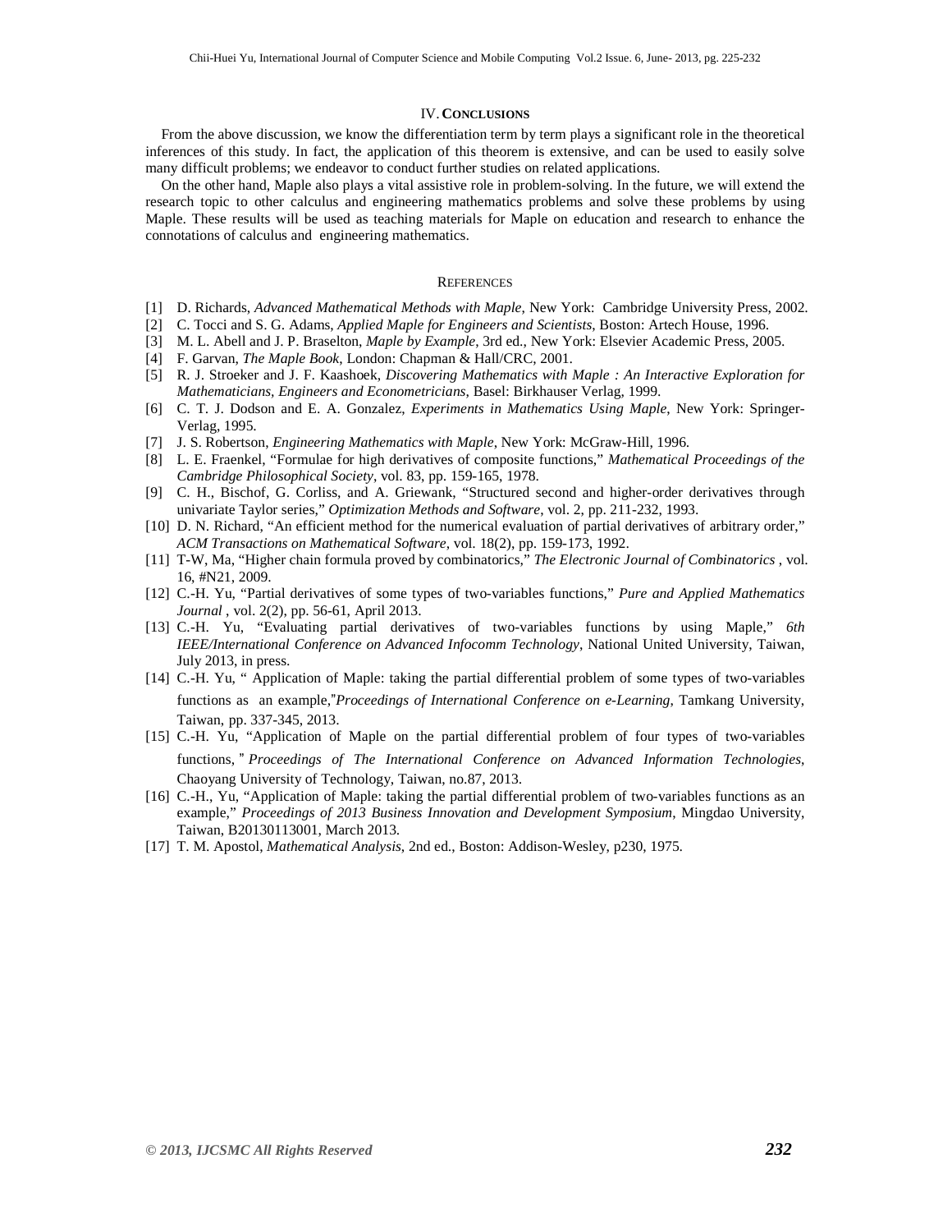## IV. CONCLUSIONS

From the above discussion, we know the differentiation term by term plays a significant role in the theoretical inferences of this study. In fact, the application of this theorem is extensive, and can be used to easily solve many difficult problems; we endeavor to conduct further studies on related applications.

On the other hand, Maple also plays a vital assistive role in problem-solving. In the future, we will extend the research topic to other calculus and engineering mathematics problems and solve these problems by using Maple. These results will be used as teaching materials for Maple on education and research to enhance the connotations of calculus and engineering mathematics.

## REFERENCES

[1] D. Richards, *Advanced Mathematical Methods with Maple*, New York: Cambridge University Press, 2002.

[2] C. Tocci and S. G. Adams, *Applied Maple for Engineers and Scientists*, Boston: Artech House, 1996.

[3] M. L. Abell and J. P. Braselton, *Maple by Example*, 3rd ed., New York: Elsevier Academic Press, 2005.

[4] F. Garvan, *The Maple Book*, London: Chapman & Hall/CRC, 2001.

[5] R. J. Stroeker and J. F. Kaashoek, *Discovering Mathematics with Maple : An Interactive Exploration for Mathematicians, Engineers and Econometricians*, Basel: Birkhauser Verlag, 1999.

[6] C. T. J. Dodson and E. A. Gonzalez, *Experiments in Mathematics Using Maple*, New York: Springer-Verlag, 1995.

[7] J. S. Robertson, *Engineering Mathematics with Maple*, New York: McGraw-Hill, 1996.

[8] L. E. Fraenkel, "Formulae for high derivatives of composite functions," *Mathematical Proceedings of the Cambridge Philosophical Society*, vol. 83, pp. 159-165, 1978.

[9] C. H., Bischof, G. Corliss, and A. Griewank, "Structured second and higher-order derivatives through univariate Taylor series," *Optimization Methods and Software*, vol. 2, pp. 211-232, 1993.

[10] D. N. Richard, "An efficient method for the numerical evaluation of partial derivatives of arbitrary order," *ACM Transactions on Mathematical Software*, vol. 18(2), pp. 159-173, 1992.

[11] T-W, Ma, "Higher chain formula proved by combinatorics," *The Electronic Journal of Combinatorics* , vol. 16, #N21, 2009.

[12] C.-H. Yu, "Partial derivatives of some types of two-variables functions," *Pure and Applied Mathematics Journal* , vol. 2(2), pp. 56-61, April 2013.

[13] C.-H. Yu, "Evaluating partial derivatives of two-variables functions by using Maple," *6th IEEE/International Conference on Advanced Infocomm Technology*, National United University, Taiwan, July 2013, in press.

[14] C.-H. Yu, " Application of Maple: taking the partial differential problem of some types of two-variables functions as an example,"*Proceedings of International Conference on e-Learning*, Tamkang University, Taiwan, pp. 337-345, 2013.

[15] C.-H. Yu, "Application of Maple on the partial differential problem of four types of two-variables functions, " *Proceedings of The International Conference on Advanced Information Technologies*, Chaoyang University of Technology, Taiwan, no.87, 2013.

[16] C.-H., Yu, "Application of Maple: taking the partial differential problem of two-variables functions as an example," *Proceedings of 2013 Business Innovation and Development Symposium*, Mingdao University, Taiwan, B20130113001, March 2013.

[17] T. M. Apostol, *Mathematical Analysis*, 2nd ed., Boston: Addison-Wesley, p230, 1975.